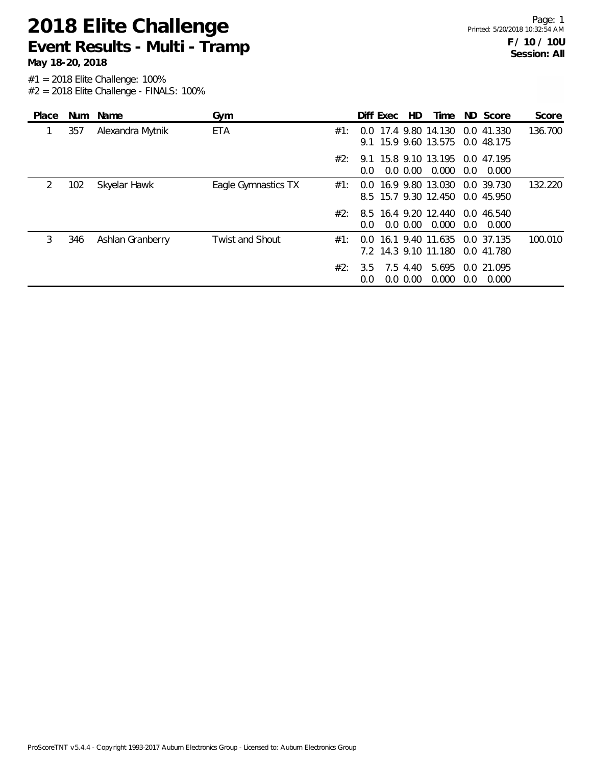# 2018 Elite Challenge

## Event Results - Multi - Tramp

**May 18-20, 2018**

**F / 10 / 10U**
**Session: All**

#1 = 2018 Elite Challenge: 100%
#2 = 2018 Elite Challenge - FINALS: 100%

| Place | Num | Name | Gym | | Diff | Exec | HD | Time | ND | Score | Score |
|---|---|---|---|---|---|---|---|---|---|---|---|
| 1 | 357 | Alexandra Mytnik | ETA | #1: | 0.0 | 17.4 | 9.80 | 14.130 | 0.0 | 41.330 | 136.700 |
| | | | | | 9.1 | 15.9 | 9.60 | 13.575 | 0.0 | 48.175 | |
| | | | | #2: | 9.1 | 15.8 | 9.10 | 13.195 | 0.0 | 47.195 | |
| | | | | | 0.0 | 0.0 | 0.00 | 0.000 | 0.0 | 0.000 | |
| 2 | 102 | Skyelar Hawk | Eagle Gymnastics TX | #1: | 0.0 | 16.9 | 9.80 | 13.030 | 0.0 | 39.730 | 132.220 |
| | | | | | 8.5 | 15.7 | 9.30 | 12.450 | 0.0 | 45.950 | |
| | | | | #2: | 8.5 | 16.4 | 9.20 | 12.440 | 0.0 | 46.540 | |
| | | | | | 0.0 | 0.0 | 0.00 | 0.000 | 0.0 | 0.000 | |
| 3 | 346 | Ashlan Granberry | Twist and Shout | #1: | 0.0 | 16.1 | 9.40 | 11.635 | 0.0 | 37.135 | 100.010 |
| | | | | | 7.2 | 14.3 | 9.10 | 11.180 | 0.0 | 41.780 | |
| | | | | #2: | 3.5 | 7.5 | 4.40 | 5.695 | 0.0 | 21.095 | |
| | | | | | 0.0 | 0.0 | 0.00 | 0.000 | 0.0 | 0.000 | |

ProScoreTNT v5.4.4 - Copyright 1993-2017 Auburn Electronics Group - Licensed to: Auburn Electronics Group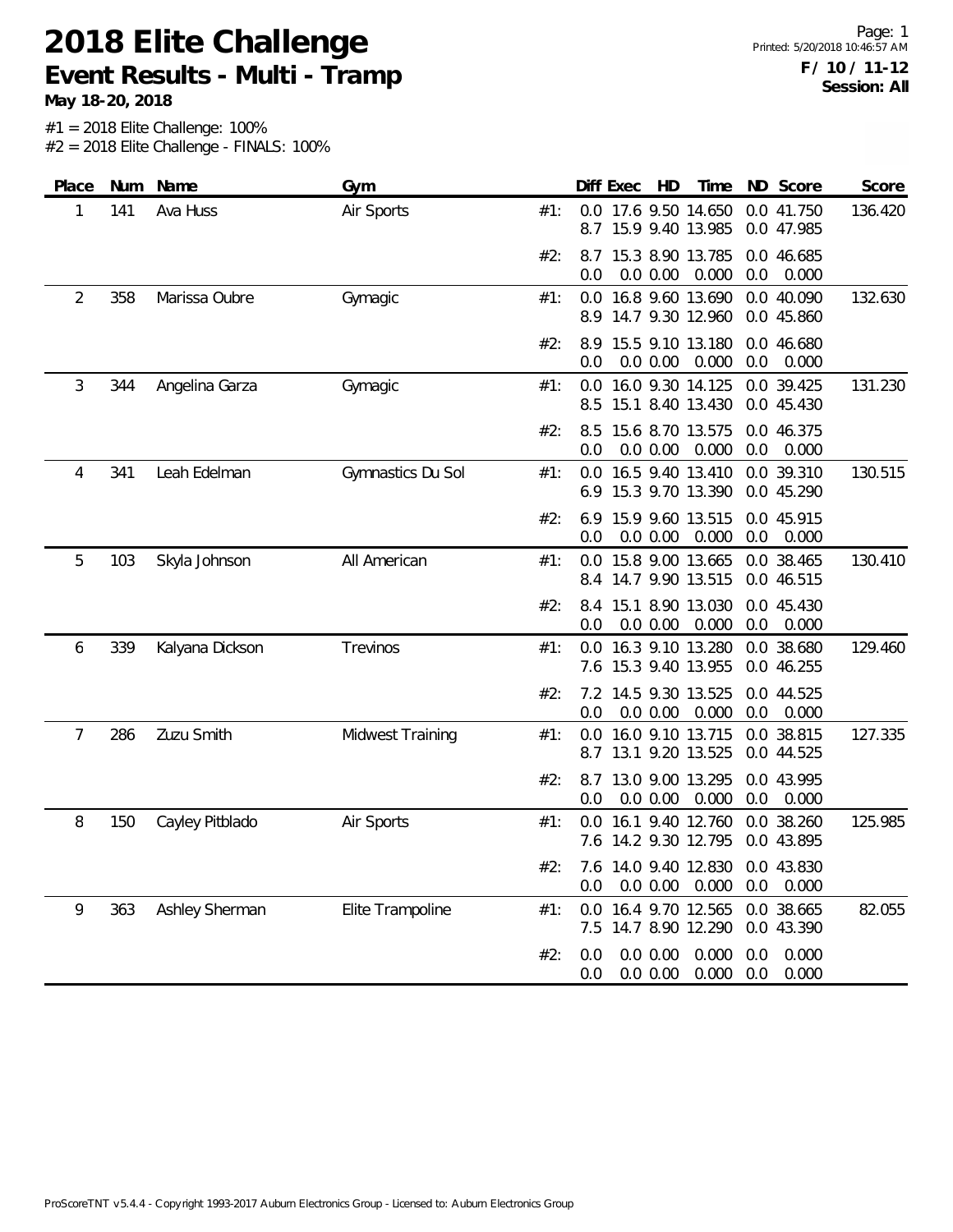# 2018 Elite Challenge

## Event Results - Multi - Tramp

**May 18-20, 2018**

**F / 10 / 11-12**
**Session: All**

#1 = 2018 Elite Challenge: 100%
#2 = 2018 Elite Challenge - FINALS: 100%

| Place | Num | Name | Gym | | Diff | Exec | HD | Time | ND | Score | Score |
|---|---|---|---|---|---|---|---|---|---|---|---|
| 1 | 141 | Ava Huss | Air Sports | #1: | 0.0 | 17.6 | 9.50 | 14.650 | 0.0 | 41.750 | 136.420 |
| | | | | | 8.7 | 15.9 | 9.40 | 13.985 | 0.0 | 47.985 | |
| | | | | #2: | 8.7 | 15.3 | 8.90 | 13.785 | 0.0 | 46.685 | |
| | | | | | 0.0 | 0.0 | 0.00 | 0.000 | 0.0 | 0.000 | |
| 2 | 358 | Marissa Oubre | Gymagic | #1: | 0.0 | 16.8 | 9.60 | 13.690 | 0.0 | 40.090 | 132.630 |
| | | | | | 8.9 | 14.7 | 9.30 | 12.960 | 0.0 | 45.860 | |
| | | | | #2: | 8.9 | 15.5 | 9.10 | 13.180 | 0.0 | 46.680 | |
| | | | | | 0.0 | 0.0 | 0.00 | 0.000 | 0.0 | 0.000 | |
| 3 | 344 | Angelina Garza | Gymagic | #1: | 0.0 | 16.0 | 9.30 | 14.125 | 0.0 | 39.425 | 131.230 |
| | | | | | 8.5 | 15.1 | 8.40 | 13.430 | 0.0 | 45.430 | |
| | | | | #2: | 8.5 | 15.6 | 8.70 | 13.575 | 0.0 | 46.375 | |
| | | | | | 0.0 | 0.0 | 0.00 | 0.000 | 0.0 | 0.000 | |
| 4 | 341 | Leah Edelman | Gymnastics Du Sol | #1: | 0.0 | 16.5 | 9.40 | 13.410 | 0.0 | 39.310 | 130.515 |
| | | | | | 6.9 | 15.3 | 9.70 | 13.390 | 0.0 | 45.290 | |
| | | | | #2: | 6.9 | 15.9 | 9.60 | 13.515 | 0.0 | 45.915 | |
| | | | | | 0.0 | 0.0 | 0.00 | 0.000 | 0.0 | 0.000 | |
| 5 | 103 | Skyla Johnson | All American | #1: | 0.0 | 15.8 | 9.00 | 13.665 | 0.0 | 38.465 | 130.410 |
| | | | | | 8.4 | 14.7 | 9.90 | 13.515 | 0.0 | 46.515 | |
| | | | | #2: | 8.4 | 15.1 | 8.90 | 13.030 | 0.0 | 45.430 | |
| | | | | | 0.0 | 0.0 | 0.00 | 0.000 | 0.0 | 0.000 | |
| 6 | 339 | Kalyana Dickson | Trevinos | #1: | 0.0 | 16.3 | 9.10 | 13.280 | 0.0 | 38.680 | 129.460 |
| | | | | | 7.6 | 15.3 | 9.40 | 13.955 | 0.0 | 46.255 | |
| | | | | #2: | 7.2 | 14.5 | 9.30 | 13.525 | 0.0 | 44.525 | |
| | | | | | 0.0 | 0.0 | 0.00 | 0.000 | 0.0 | 0.000 | |
| 7 | 286 | Zuzu Smith | Midwest Training | #1: | 0.0 | 16.0 | 9.10 | 13.715 | 0.0 | 38.815 | 127.335 |
| | | | | | 8.7 | 13.1 | 9.20 | 13.525 | 0.0 | 44.525 | |
| | | | | #2: | 8.7 | 13.0 | 9.00 | 13.295 | 0.0 | 43.995 | |
| | | | | | 0.0 | 0.0 | 0.00 | 0.000 | 0.0 | 0.000 | |
| 8 | 150 | Cayley Pitblado | Air Sports | #1: | 0.0 | 16.1 | 9.40 | 12.760 | 0.0 | 38.260 | 125.985 |
| | | | | | 7.6 | 14.2 | 9.30 | 12.795 | 0.0 | 43.895 | |
| | | | | #2: | 7.6 | 14.0 | 9.40 | 12.830 | 0.0 | 43.830 | |
| | | | | | 0.0 | 0.0 | 0.00 | 0.000 | 0.0 | 0.000 | |
| 9 | 363 | Ashley Sherman | Elite Trampoline | #1: | 0.0 | 16.4 | 9.70 | 12.565 | 0.0 | 38.665 | 82.055 |
| | | | | | 7.5 | 14.7 | 8.90 | 12.290 | 0.0 | 43.390 | |
| | | | | #2: | 0.0 | 0.0 | 0.00 | 0.000 | 0.0 | 0.000 | |
| | | | | | 0.0 | 0.0 | 0.00 | 0.000 | 0.0 | 0.000 | |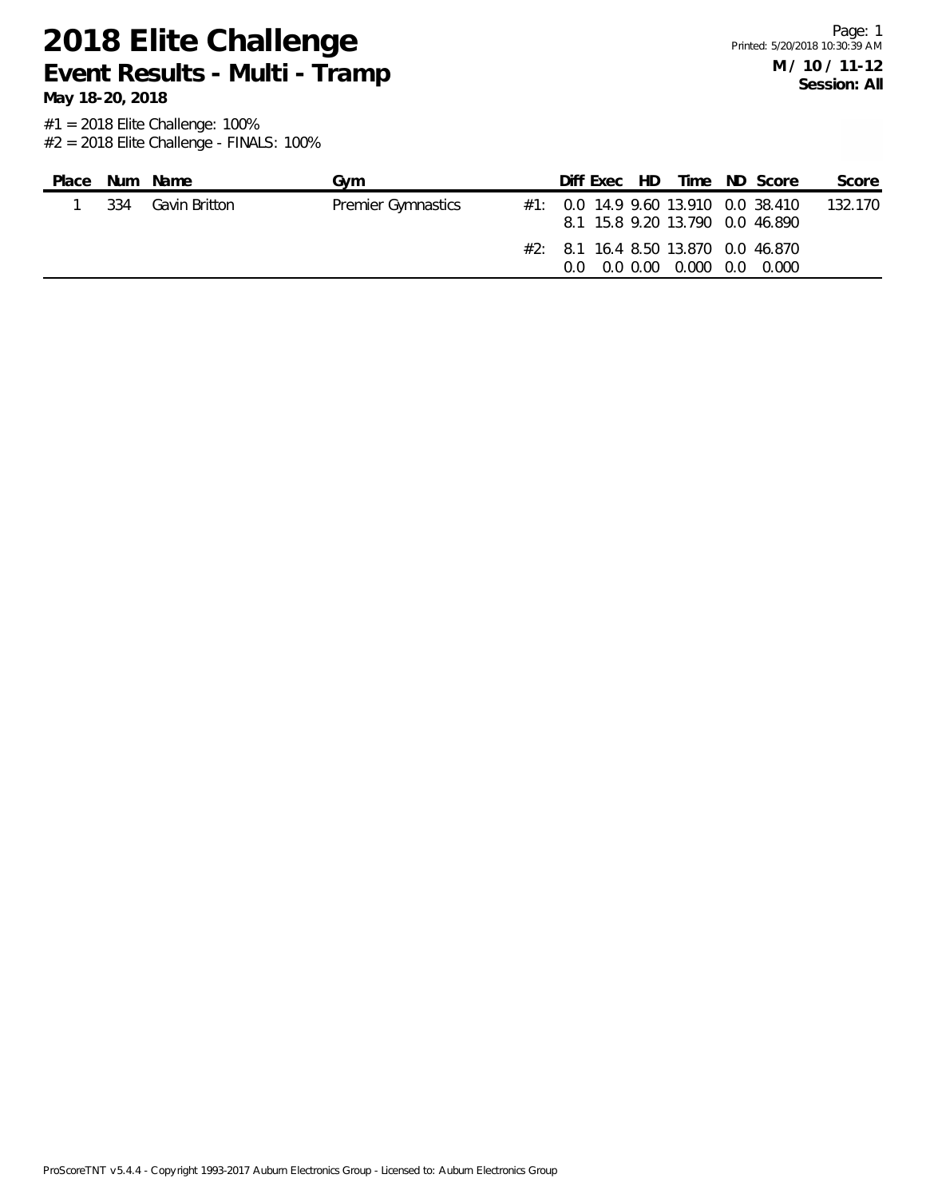# 2018 Elite Challenge

## Event Results - Multi - Tramp

**May 18-20, 2018**

Printed: 5/20/2018 10:30:39 AM

**M / 10 / 11-12**

**Session: All**

#1 = 2018 Elite Challenge: 100%
#2 = 2018 Elite Challenge - FINALS: 100%

| Place | Num | Name | Gym | | Diff | Exec | HD | Time | ND | Score | Score |
|---|---|---|---|---|---|---|---|---|---|---|---|
| 1 | 334 | Gavin Britton | Premier Gymnastics | #1: | 0.0 | 14.9 | 9.60 | 13.910 | 0.0 | 38.410 | 132.170 |
| | | | | | 8.1 | 15.8 | 9.20 | 13.790 | 0.0 | 46.890 | |
| | | | | #2: | 8.1 | 16.4 | 8.50 | 13.870 | 0.0 | 46.870 | |
| | | | | | 0.0 | 0.0 | 0.00 | 0.000 | 0.0 | 0.000 | |

ProScoreTNT v5.4.4 - Copyright 1993-2017 Auburn Electronics Group - Licensed to: Auburn Electronics Group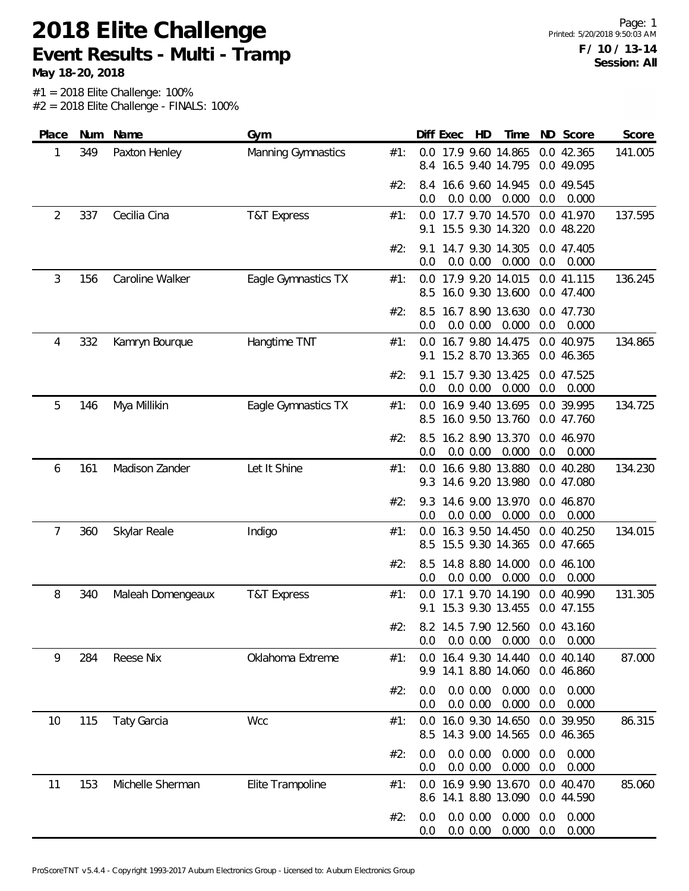# 2018 Elite Challenge

## Event Results - Multi - Tramp

**May 18-20, 2018**

**F / 10 / 13-14**
**Session: All**

#1 = 2018 Elite Challenge: 100%
#2 = 2018 Elite Challenge - FINALS: 100%

| Place | Num | Name | Gym | | Diff | Exec | HD | Time | ND | Score | Score |
|---|---|---|---|---|---|---|---|---|---|---|---|
| 1 | 349 | Paxton Henley | Manning Gymnastics | #1: | 0.0 | 17.9 | 9.60 | 14.865 | 0.0 | 42.365 | 141.005 |
| | | | | | 8.4 | 16.5 | 9.40 | 14.795 | 0.0 | 49.095 | |
| | | | | #2: | 8.4 | 16.6 | 9.60 | 14.945 | 0.0 | 49.545 | |
| | | | | | 0.0 | 0.0 | 0.00 | 0.000 | 0.0 | 0.000 | |
| 2 | 337 | Cecilia Cina | T&T Express | #1: | 0.0 | 17.7 | 9.70 | 14.570 | 0.0 | 41.970 | 137.595 |
| | | | | | 9.1 | 15.5 | 9.30 | 14.320 | 0.0 | 48.220 | |
| | | | | #2: | 9.1 | 14.7 | 9.30 | 14.305 | 0.0 | 47.405 | |
| | | | | | 0.0 | 0.0 | 0.00 | 0.000 | 0.0 | 0.000 | |
| 3 | 156 | Caroline Walker | Eagle Gymnastics TX | #1: | 0.0 | 17.9 | 9.20 | 14.015 | 0.0 | 41.115 | 136.245 |
| | | | | | 8.5 | 16.0 | 9.30 | 13.600 | 0.0 | 47.400 | |
| | | | | #2: | 8.5 | 16.7 | 8.90 | 13.630 | 0.0 | 47.730 | |
| | | | | | 0.0 | 0.0 | 0.00 | 0.000 | 0.0 | 0.000 | |
| 4 | 332 | Kamryn Bourque | Hangtime TNT | #1: | 0.0 | 16.7 | 9.80 | 14.475 | 0.0 | 40.975 | 134.865 |
| | | | | | 9.1 | 15.2 | 8.70 | 13.365 | 0.0 | 46.365 | |
| | | | | #2: | 9.1 | 15.7 | 9.30 | 13.425 | 0.0 | 47.525 | |
| | | | | | 0.0 | 0.0 | 0.00 | 0.000 | 0.0 | 0.000 | |
| 5 | 146 | Mya Millikin | Eagle Gymnastics TX | #1: | 0.0 | 16.9 | 9.40 | 13.695 | 0.0 | 39.995 | 134.725 |
| | | | | | 8.5 | 16.0 | 9.50 | 13.760 | 0.0 | 47.760 | |
| | | | | #2: | 8.5 | 16.2 | 8.90 | 13.370 | 0.0 | 46.970 | |
| | | | | | 0.0 | 0.0 | 0.00 | 0.000 | 0.0 | 0.000 | |
| 6 | 161 | Madison Zander | Let It Shine | #1: | 0.0 | 16.6 | 9.80 | 13.880 | 0.0 | 40.280 | 134.230 |
| | | | | | 9.3 | 14.6 | 9.20 | 13.980 | 0.0 | 47.080 | |
| | | | | #2: | 9.3 | 14.6 | 9.00 | 13.970 | 0.0 | 46.870 | |
| | | | | | 0.0 | 0.0 | 0.00 | 0.000 | 0.0 | 0.000 | |
| 7 | 360 | Skylar Reale | Indigo | #1: | 0.0 | 16.3 | 9.50 | 14.450 | 0.0 | 40.250 | 134.015 |
| | | | | | 8.5 | 15.5 | 9.30 | 14.365 | 0.0 | 47.665 | |
| | | | | #2: | 8.5 | 14.8 | 8.80 | 14.000 | 0.0 | 46.100 | |
| | | | | | 0.0 | 0.0 | 0.00 | 0.000 | 0.0 | 0.000 | |
| 8 | 340 | Maleah Domengeaux | T&T Express | #1: | 0.0 | 17.1 | 9.70 | 14.190 | 0.0 | 40.990 | 131.305 |
| | | | | | 9.1 | 15.3 | 9.30 | 13.455 | 0.0 | 47.155 | |
| | | | | #2: | 8.2 | 14.5 | 7.90 | 12.560 | 0.0 | 43.160 | |
| | | | | | 0.0 | 0.0 | 0.00 | 0.000 | 0.0 | 0.000 | |
| 9 | 284 | Reese Nix | Oklahoma Extreme | #1: | 0.0 | 16.4 | 9.30 | 14.440 | 0.0 | 40.140 | 87.000 |
| | | | | | 9.9 | 14.1 | 8.80 | 14.060 | 0.0 | 46.860 | |
| | | | | #2: | 0.0 | 0.0 | 0.00 | 0.000 | 0.0 | 0.000 | |
| | | | | | 0.0 | 0.0 | 0.00 | 0.000 | 0.0 | 0.000 | |
| 10 | 115 | Taty Garcia | Wcc | #1: | 0.0 | 16.0 | 9.30 | 14.650 | 0.0 | 39.950 | 86.315 |
| | | | | | 8.5 | 14.3 | 9.00 | 14.565 | 0.0 | 46.365 | |
| | | | | #2: | 0.0 | 0.0 | 0.00 | 0.000 | 0.0 | 0.000 | |
| | | | | | 0.0 | 0.0 | 0.00 | 0.000 | 0.0 | 0.000 | |
| 11 | 153 | Michelle Sherman | Elite Trampoline | #1: | 0.0 | 16.9 | 9.90 | 13.670 | 0.0 | 40.470 | 85.060 |
| | | | | | 8.6 | 14.1 | 8.80 | 13.090 | 0.0 | 44.590 | |
| | | | | #2: | 0.0 | 0.0 | 0.00 | 0.000 | 0.0 | 0.000 | |
| | | | | | 0.0 | 0.0 | 0.00 | 0.000 | 0.0 | 0.000 | |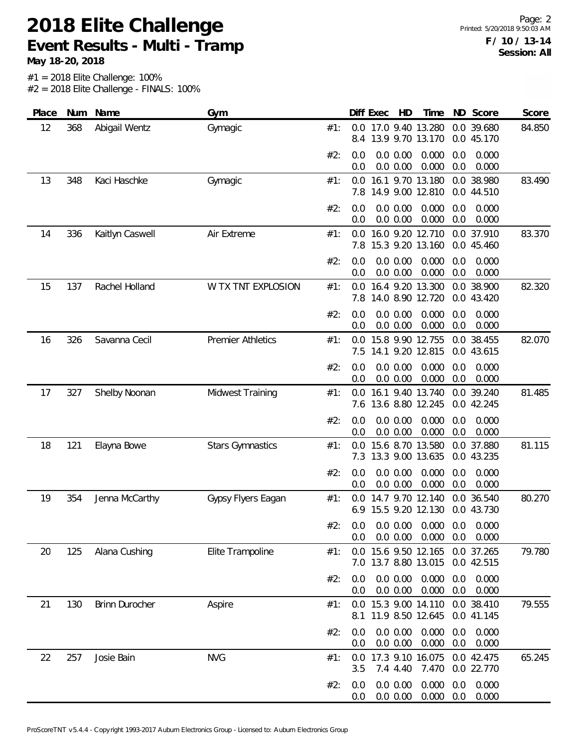# 2018 Elite Challenge

## Event Results - Multi - Tramp

**May 18-20, 2018**

**F / 10 / 13-14**
**Session: All**

#1 = 2018 Elite Challenge: 100%
#2 = 2018 Elite Challenge - FINALS: 100%

| Place | Num | Name | Gym | | Diff | Exec | HD | Time | ND | Score | Score |
|---|---|---|---|---|---|---|---|---|---|---|---|
| 12 | 368 | Abigail Wentz | Gymagic | #1: | 0.0 | 17.0 | 9.40 | 13.280 | 0.0 | 39.680 | 84.850 |
| | | | | | 8.4 | 13.9 | 9.70 | 13.170 | 0.0 | 45.170 | |
| | | | | #2: | 0.0 | 0.0 | 0.00 | 0.000 | 0.0 | 0.000 | |
| | | | | | 0.0 | 0.0 | 0.00 | 0.000 | 0.0 | 0.000 | |
| 13 | 348 | Kaci Haschke | Gymagic | #1: | 0.0 | 16.1 | 9.70 | 13.180 | 0.0 | 38.980 | 83.490 |
| | | | | | 7.8 | 14.9 | 9.00 | 12.810 | 0.0 | 44.510 | |
| | | | | #2: | 0.0 | 0.0 | 0.00 | 0.000 | 0.0 | 0.000 | |
| | | | | | 0.0 | 0.0 | 0.00 | 0.000 | 0.0 | 0.000 | |
| 14 | 336 | Kaitlyn Caswell | Air Extreme | #1: | 0.0 | 16.0 | 9.20 | 12.710 | 0.0 | 37.910 | 83.370 |
| | | | | | 7.8 | 15.3 | 9.20 | 13.160 | 0.0 | 45.460 | |
| | | | | #2: | 0.0 | 0.0 | 0.00 | 0.000 | 0.0 | 0.000 | |
| | | | | | 0.0 | 0.0 | 0.00 | 0.000 | 0.0 | 0.000 | |
| 15 | 137 | Rachel Holland | W TX TNT EXPLOSION | #1: | 0.0 | 16.4 | 9.20 | 13.300 | 0.0 | 38.900 | 82.320 |
| | | | | | 7.8 | 14.0 | 8.90 | 12.720 | 0.0 | 43.420 | |
| | | | | #2: | 0.0 | 0.0 | 0.00 | 0.000 | 0.0 | 0.000 | |
| | | | | | 0.0 | 0.0 | 0.00 | 0.000 | 0.0 | 0.000 | |
| 16 | 326 | Savanna Cecil | Premier Athletics | #1: | 0.0 | 15.8 | 9.90 | 12.755 | 0.0 | 38.455 | 82.070 |
| | | | | | 7.5 | 14.1 | 9.20 | 12.815 | 0.0 | 43.615 | |
| | | | | #2: | 0.0 | 0.0 | 0.00 | 0.000 | 0.0 | 0.000 | |
| | | | | | 0.0 | 0.0 | 0.00 | 0.000 | 0.0 | 0.000 | |
| 17 | 327 | Shelby Noonan | Midwest Training | #1: | 0.0 | 16.1 | 9.40 | 13.740 | 0.0 | 39.240 | 81.485 |
| | | | | | 7.6 | 13.6 | 8.80 | 12.245 | 0.0 | 42.245 | |
| | | | | #2: | 0.0 | 0.0 | 0.00 | 0.000 | 0.0 | 0.000 | |
| | | | | | 0.0 | 0.0 | 0.00 | 0.000 | 0.0 | 0.000 | |
| 18 | 121 | Elayna Bowe | Stars Gymnastics | #1: | 0.0 | 15.6 | 8.70 | 13.580 | 0.0 | 37.880 | 81.115 |
| | | | | | 7.3 | 13.3 | 9.00 | 13.635 | 0.0 | 43.235 | |
| | | | | #2: | 0.0 | 0.0 | 0.00 | 0.000 | 0.0 | 0.000 | |
| | | | | | 0.0 | 0.0 | 0.00 | 0.000 | 0.0 | 0.000 | |
| 19 | 354 | Jenna McCarthy | Gypsy Flyers Eagan | #1: | 0.0 | 14.7 | 9.70 | 12.140 | 0.0 | 36.540 | 80.270 |
| | | | | | 6.9 | 15.5 | 9.20 | 12.130 | 0.0 | 43.730 | |
| | | | | #2: | 0.0 | 0.0 | 0.00 | 0.000 | 0.0 | 0.000 | |
| | | | | | 0.0 | 0.0 | 0.00 | 0.000 | 0.0 | 0.000 | |
| 20 | 125 | Alana Cushing | Elite Trampoline | #1: | 0.0 | 15.6 | 9.50 | 12.165 | 0.0 | 37.265 | 79.780 |
| | | | | | 7.0 | 13.7 | 8.80 | 13.015 | 0.0 | 42.515 | |
| | | | | #2: | 0.0 | 0.0 | 0.00 | 0.000 | 0.0 | 0.000 | |
| | | | | | 0.0 | 0.0 | 0.00 | 0.000 | 0.0 | 0.000 | |
| 21 | 130 | Brinn Durocher | Aspire | #1: | 0.0 | 15.3 | 9.00 | 14.110 | 0.0 | 38.410 | 79.555 |
| | | | | | 8.1 | 11.9 | 8.50 | 12.645 | 0.0 | 41.145 | |
| | | | | #2: | 0.0 | 0.0 | 0.00 | 0.000 | 0.0 | 0.000 | |
| | | | | | 0.0 | 0.0 | 0.00 | 0.000 | 0.0 | 0.000 | |
| 22 | 257 | Josie Bain | NVG | #1: | 0.0 | 17.3 | 9.10 | 16.075 | 0.0 | 42.475 | 65.245 |
| | | | | | 3.5 | 7.4 | 4.40 | 7.470 | 0.0 | 22.770 | |
| | | | | #2: | 0.0 | 0.0 | 0.00 | 0.000 | 0.0 | 0.000 | |
| | | | | | 0.0 | 0.0 | 0.00 | 0.000 | 0.0 | 0.000 | |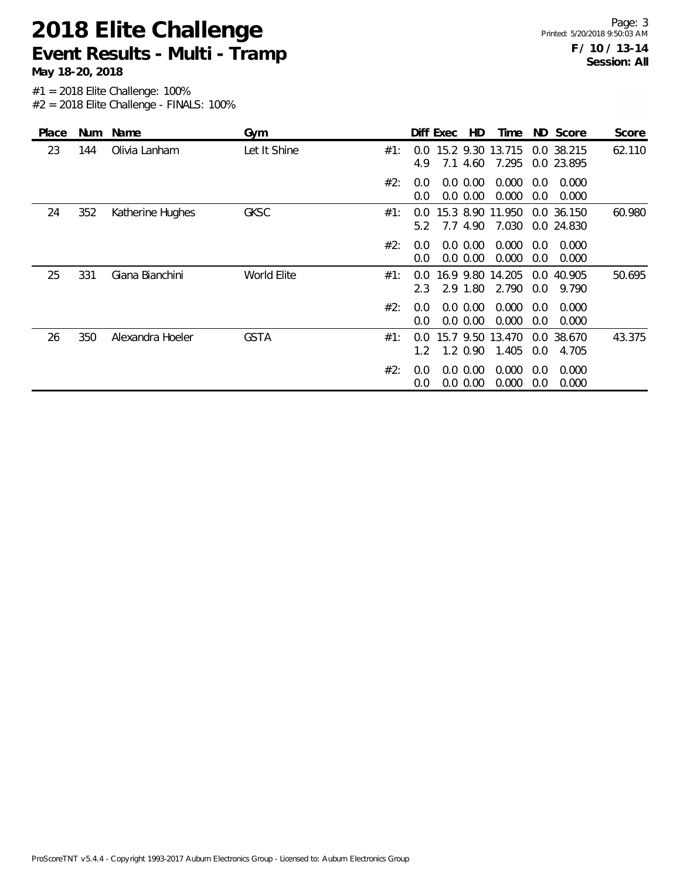# 2018 Elite Challenge

## Event Results - Multi - Tramp

**May 18-20, 2018**

**F / 10 / 13-14**
**Session: All**

#1 = 2018 Elite Challenge: 100%
#2 = 2018 Elite Challenge - FINALS: 100%

| Place | Num | Name | Gym | | Diff | Exec | HD | Time | ND | Score | Score |
|---|---|---|---|---|---|---|---|---|---|---|---|
| 23 | 144 | Olivia Lanham | Let It Shine | #1: | 0.0 | 15.2 | 9.30 | 13.715 | 0.0 | 38.215 | 62.110 |
| | | | | | 4.9 | 7.1 | 4.60 | 7.295 | 0.0 | 23.895 | |
| | | | | #2: | 0.0 | 0.0 | 0.00 | 0.000 | 0.0 | 0.000 | |
| | | | | | 0.0 | 0.0 | 0.00 | 0.000 | 0.0 | 0.000 | |
| 24 | 352 | Katherine Hughes | GKSC | #1: | 0.0 | 15.3 | 8.90 | 11.950 | 0.0 | 36.150 | 60.980 |
| | | | | | 5.2 | 7.7 | 4.90 | 7.030 | 0.0 | 24.830 | |
| | | | | #2: | 0.0 | 0.0 | 0.00 | 0.000 | 0.0 | 0.000 | |
| | | | | | 0.0 | 0.0 | 0.00 | 0.000 | 0.0 | 0.000 | |
| 25 | 331 | Giana Bianchini | World Elite | #1: | 0.0 | 16.9 | 9.80 | 14.205 | 0.0 | 40.905 | 50.695 |
| | | | | | 2.3 | 2.9 | 1.80 | 2.790 | 0.0 | 9.790 | |
| | | | | #2: | 0.0 | 0.0 | 0.00 | 0.000 | 0.0 | 0.000 | |
| | | | | | 0.0 | 0.0 | 0.00 | 0.000 | 0.0 | 0.000 | |
| 26 | 350 | Alexandra Hoeler | GSTA | #1: | 0.0 | 15.7 | 9.50 | 13.470 | 0.0 | 38.670 | 43.375 |
| | | | | | 1.2 | 1.2 | 0.90 | 1.405 | 0.0 | 4.705 | |
| | | | | #2: | 0.0 | 0.0 | 0.00 | 0.000 | 0.0 | 0.000 | |
| | | | | | 0.0 | 0.0 | 0.00 | 0.000 | 0.0 | 0.000 | |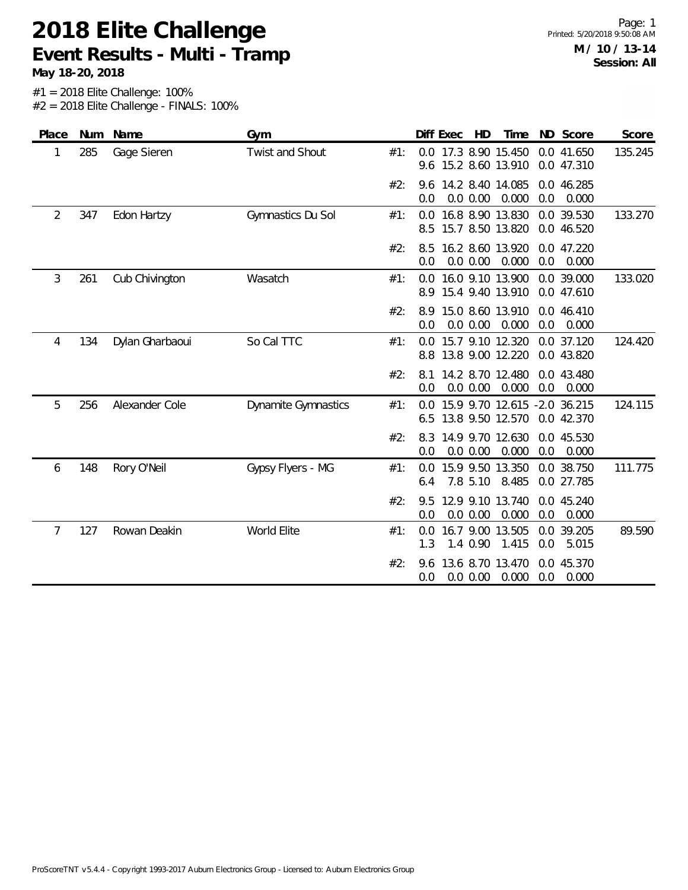# 2018 Elite Challenge

## Event Results - Multi - Tramp

**May 18-20, 2018**

**M / 10 / 13-14**
**Session: All**

#1 = 2018 Elite Challenge: 100%
#2 = 2018 Elite Challenge - FINALS: 100%

| Place | Num | Name | Gym | | Diff | Exec | HD | Time | ND | Score | Score |
|---|---|---|---|---|---|---|---|---|---|---|---|
| 1 | 285 | Gage Sieren | Twist and Shout | #1: | 0.0 | 17.3 | 8.90 | 15.450 | 0.0 | 41.650 | 135.245 |
| | | | | | 9.6 | 15.2 | 8.60 | 13.910 | 0.0 | 47.310 | |
| | | | | #2: | 9.6 | 14.2 | 8.40 | 14.085 | 0.0 | 46.285 | |
| | | | | | 0.0 | 0.0 | 0.00 | 0.000 | 0.0 | 0.000 | |
| 2 | 347 | Edon Hartzy | Gymnastics Du Sol | #1: | 0.0 | 16.8 | 8.90 | 13.830 | 0.0 | 39.530 | 133.270 |
| | | | | | 8.5 | 15.7 | 8.50 | 13.820 | 0.0 | 46.520 | |
| | | | | #2: | 8.5 | 16.2 | 8.60 | 13.920 | 0.0 | 47.220 | |
| | | | | | 0.0 | 0.0 | 0.00 | 0.000 | 0.0 | 0.000 | |
| 3 | 261 | Cub Chivington | Wasatch | #1: | 0.0 | 16.0 | 9.10 | 13.900 | 0.0 | 39.000 | 133.020 |
| | | | | | 8.9 | 15.4 | 9.40 | 13.910 | 0.0 | 47.610 | |
| | | | | #2: | 8.9 | 15.0 | 8.60 | 13.910 | 0.0 | 46.410 | |
| | | | | | 0.0 | 0.0 | 0.00 | 0.000 | 0.0 | 0.000 | |
| 4 | 134 | Dylan Gharbaoui | So Cal TTC | #1: | 0.0 | 15.7 | 9.10 | 12.320 | 0.0 | 37.120 | 124.420 |
| | | | | | 8.8 | 13.8 | 9.00 | 12.220 | 0.0 | 43.820 | |
| | | | | #2: | 8.1 | 14.2 | 8.70 | 12.480 | 0.0 | 43.480 | |
| | | | | | 0.0 | 0.0 | 0.00 | 0.000 | 0.0 | 0.000 | |
| 5 | 256 | Alexander Cole | Dynamite Gymnastics | #1: | 0.0 | 15.9 | 9.70 | 12.615 | -2.0 | 36.215 | 124.115 |
| | | | | | 6.5 | 13.8 | 9.50 | 12.570 | 0.0 | 42.370 | |
| | | | | #2: | 8.3 | 14.9 | 9.70 | 12.630 | 0.0 | 45.530 | |
| | | | | | 0.0 | 0.0 | 0.00 | 0.000 | 0.0 | 0.000 | |
| 6 | 148 | Rory O'Neil | Gypsy Flyers - MG | #1: | 0.0 | 15.9 | 9.50 | 13.350 | 0.0 | 38.750 | 111.775 |
| | | | | | 6.4 | 7.8 | 5.10 | 8.485 | 0.0 | 27.785 | |
| | | | | #2: | 9.5 | 12.9 | 9.10 | 13.740 | 0.0 | 45.240 | |
| | | | | | 0.0 | 0.0 | 0.00 | 0.000 | 0.0 | 0.000 | |
| 7 | 127 | Rowan Deakin | World Elite | #1: | 0.0 | 16.7 | 9.00 | 13.505 | 0.0 | 39.205 | 89.590 |
| | | | | | 1.3 | 1.4 | 0.90 | 1.415 | 0.0 | 5.015 | |
| | | | | #2: | 9.6 | 13.6 | 8.70 | 13.470 | 0.0 | 45.370 | |
| | | | | | 0.0 | 0.0 | 0.00 | 0.000 | 0.0 | 0.000 | |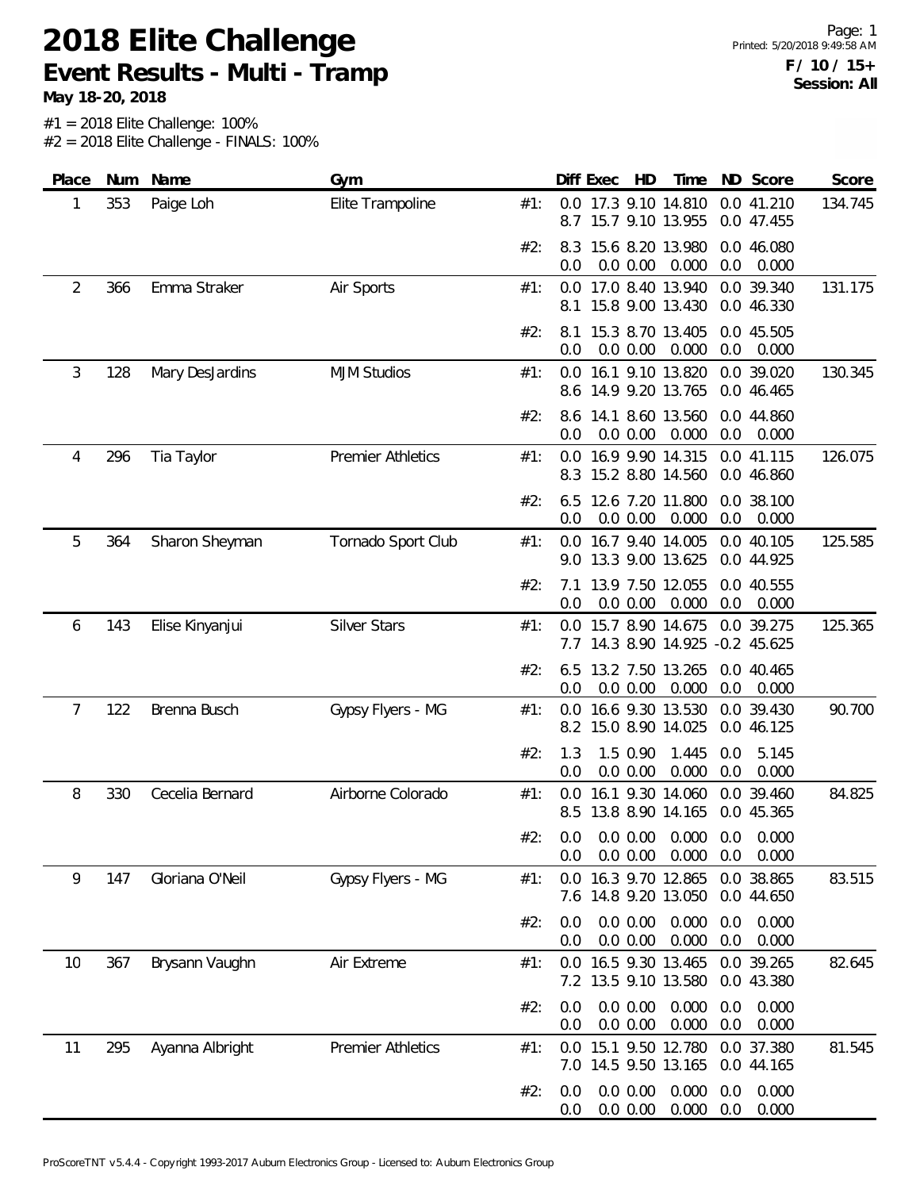# 2018 Elite Challenge

## Event Results - Multi - Tramp

**May 18-20, 2018**

**F / 10 / 15+**
**Session: All**

#1 = 2018 Elite Challenge: 100%
#2 = 2018 Elite Challenge - FINALS: 100%

| Place | Num | Name | Gym | | Diff | Exec | HD | Time | ND | Score | Score |
|---|---|---|---|---|---|---|---|---|---|---|---|
| 1 | 353 | Paige Loh | Elite Trampoline | #1: | 0.0 | 17.3 | 9.10 | 14.810 | 0.0 | 41.210 | 134.745 |
| | | | | | 8.7 | 15.7 | 9.10 | 13.955 | 0.0 | 47.455 | |
| | | | | #2: | 8.3 | 15.6 | 8.20 | 13.980 | 0.0 | 46.080 | |
| | | | | | 0.0 | 0.0 | 0.00 | 0.000 | 0.0 | 0.000 | |
| 2 | 366 | Emma Straker | Air Sports | #1: | 0.0 | 17.0 | 8.40 | 13.940 | 0.0 | 39.340 | 131.175 |
| | | | | | 8.1 | 15.8 | 9.00 | 13.430 | 0.0 | 46.330 | |
| | | | | #2: | 8.1 | 15.3 | 8.70 | 13.405 | 0.0 | 45.505 | |
| | | | | | 0.0 | 0.0 | 0.00 | 0.000 | 0.0 | 0.000 | |
| 3 | 128 | Mary DesJardins | MJM Studios | #1: | 0.0 | 16.1 | 9.10 | 13.820 | 0.0 | 39.020 | 130.345 |
| | | | | | 8.6 | 14.9 | 9.20 | 13.765 | 0.0 | 46.465 | |
| | | | | #2: | 8.6 | 14.1 | 8.60 | 13.560 | 0.0 | 44.860 | |
| | | | | | 0.0 | 0.0 | 0.00 | 0.000 | 0.0 | 0.000 | |
| 4 | 296 | Tia Taylor | Premier Athletics | #1: | 0.0 | 16.9 | 9.90 | 14.315 | 0.0 | 41.115 | 126.075 |
| | | | | | 8.3 | 15.2 | 8.80 | 14.560 | 0.0 | 46.860 | |
| | | | | #2: | 6.5 | 12.6 | 7.20 | 11.800 | 0.0 | 38.100 | |
| | | | | | 0.0 | 0.0 | 0.00 | 0.000 | 0.0 | 0.000 | |
| 5 | 364 | Sharon Sheyman | Tornado Sport Club | #1: | 0.0 | 16.7 | 9.40 | 14.005 | 0.0 | 40.105 | 125.585 |
| | | | | | 9.0 | 13.3 | 9.00 | 13.625 | 0.0 | 44.925 | |
| | | | | #2: | 7.1 | 13.9 | 7.50 | 12.055 | 0.0 | 40.555 | |
| | | | | | 0.0 | 0.0 | 0.00 | 0.000 | 0.0 | 0.000 | |
| 6 | 143 | Elise Kinyanjui | Silver Stars | #1: | 0.0 | 15.7 | 8.90 | 14.675 | 0.0 | 39.275 | 125.365 |
| | | | | | 7.7 | 14.3 | 8.90 | 14.925 | -0.2 | 45.625 | |
| | | | | #2: | 6.5 | 13.2 | 7.50 | 13.265 | 0.0 | 40.465 | |
| | | | | | 0.0 | 0.0 | 0.00 | 0.000 | 0.0 | 0.000 | |
| 7 | 122 | Brenna Busch | Gypsy Flyers - MG | #1: | 0.0 | 16.6 | 9.30 | 13.530 | 0.0 | 39.430 | 90.700 |
| | | | | | 8.2 | 15.0 | 8.90 | 14.025 | 0.0 | 46.125 | |
| | | | | #2: | 1.3 | 1.5 | 0.90 | 1.445 | 0.0 | 5.145 | |
| | | | | | 0.0 | 0.0 | 0.00 | 0.000 | 0.0 | 0.000 | |
| 8 | 330 | Cecelia Bernard | Airborne Colorado | #1: | 0.0 | 16.1 | 9.30 | 14.060 | 0.0 | 39.460 | 84.825 |
| | | | | | 8.5 | 13.8 | 8.90 | 14.165 | 0.0 | 45.365 | |
| | | | | #2: | 0.0 | 0.0 | 0.00 | 0.000 | 0.0 | 0.000 | |
| | | | | | 0.0 | 0.0 | 0.00 | 0.000 | 0.0 | 0.000 | |
| 9 | 147 | Gloriana O'Neil | Gypsy Flyers - MG | #1: | 0.0 | 16.3 | 9.70 | 12.865 | 0.0 | 38.865 | 83.515 |
| | | | | | 7.6 | 14.8 | 9.20 | 13.050 | 0.0 | 44.650 | |
| | | | | #2: | 0.0 | 0.0 | 0.00 | 0.000 | 0.0 | 0.000 | |
| | | | | | 0.0 | 0.0 | 0.00 | 0.000 | 0.0 | 0.000 | |
| 10 | 367 | Brysann Vaughn | Air Extreme | #1: | 0.0 | 16.5 | 9.30 | 13.465 | 0.0 | 39.265 | 82.645 |
| | | | | | 7.2 | 13.5 | 9.10 | 13.580 | 0.0 | 43.380 | |
| | | | | #2: | 0.0 | 0.0 | 0.00 | 0.000 | 0.0 | 0.000 | |
| | | | | | 0.0 | 0.0 | 0.00 | 0.000 | 0.0 | 0.000 | |
| 11 | 295 | Ayanna Albright | Premier Athletics | #1: | 0.0 | 15.1 | 9.50 | 12.780 | 0.0 | 37.380 | 81.545 |
| | | | | | 7.0 | 14.5 | 9.50 | 13.165 | 0.0 | 44.165 | |
| | | | | #2: | 0.0 | 0.0 | 0.00 | 0.000 | 0.0 | 0.000 | |
| | | | | | 0.0 | 0.0 | 0.00 | 0.000 | 0.0 | 0.000 | |

ProScoreTNT v5.4.4 - Copyright 1993-2017 Auburn Electronics Group - Licensed to: Auburn Electronics Group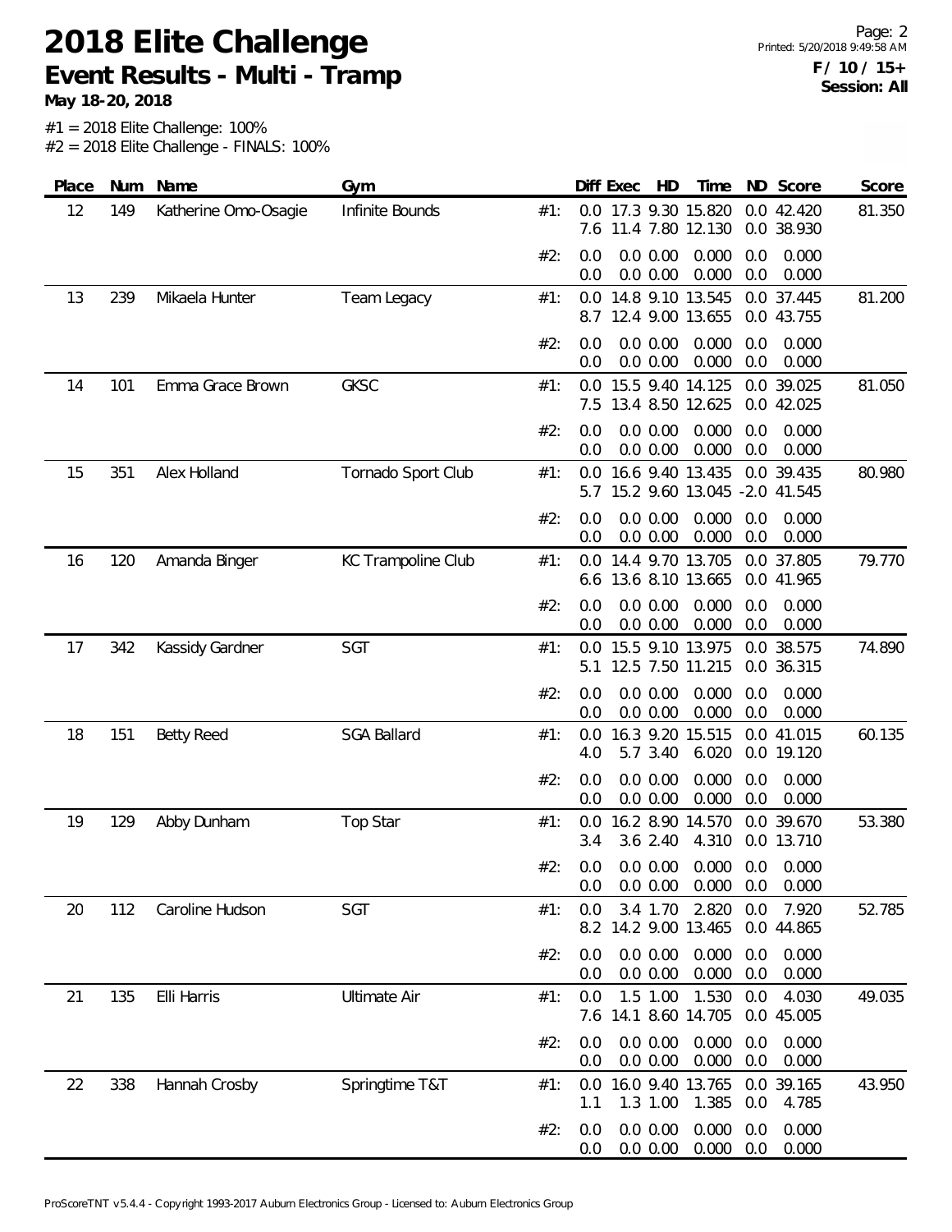# 2018 Elite Challenge

## Event Results - Multi - Tramp

**May 18-20, 2018**

**F / 10 / 15+**
**Session: All**

#1 = 2018 Elite Challenge: 100%
#2 = 2018 Elite Challenge - FINALS: 100%

| Place | Num | Name | Gym | | Diff | Exec | HD | Time | ND | Score | Score |
|---|---|---|---|---|---|---|---|---|---|---|---|
| 12 | 149 | Katherine Omo-Osagie | Infinite Bounds | #1: | 0.0 | 17.3 | 9.30 | 15.820 | 0.0 | 42.420 | 81.350 |
| | | | | | 7.6 | 11.4 | 7.80 | 12.130 | 0.0 | 38.930 | |
| | | | | #2: | 0.0 | 0.0 | 0.00 | 0.000 | 0.0 | 0.000 | |
| | | | | | 0.0 | 0.0 | 0.00 | 0.000 | 0.0 | 0.000 | |
| 13 | 239 | Mikaela Hunter | Team Legacy | #1: | 0.0 | 14.8 | 9.10 | 13.545 | 0.0 | 37.445 | 81.200 |
| | | | | | 8.7 | 12.4 | 9.00 | 13.655 | 0.0 | 43.755 | |
| | | | | #2: | 0.0 | 0.0 | 0.00 | 0.000 | 0.0 | 0.000 | |
| | | | | | 0.0 | 0.0 | 0.00 | 0.000 | 0.0 | 0.000 | |
| 14 | 101 | Emma Grace Brown | GKSC | #1: | 0.0 | 15.5 | 9.40 | 14.125 | 0.0 | 39.025 | 81.050 |
| | | | | | 7.5 | 13.4 | 8.50 | 12.625 | 0.0 | 42.025 | |
| | | | | #2: | 0.0 | 0.0 | 0.00 | 0.000 | 0.0 | 0.000 | |
| | | | | | 0.0 | 0.0 | 0.00 | 0.000 | 0.0 | 0.000 | |
| 15 | 351 | Alex Holland | Tornado Sport Club | #1: | 0.0 | 16.6 | 9.40 | 13.435 | 0.0 | 39.435 | 80.980 |
| | | | | | 5.7 | 15.2 | 9.60 | 13.045 | -2.0 | 41.545 | |
| | | | | #2: | 0.0 | 0.0 | 0.00 | 0.000 | 0.0 | 0.000 | |
| | | | | | 0.0 | 0.0 | 0.00 | 0.000 | 0.0 | 0.000 | |
| 16 | 120 | Amanda Binger | KC Trampoline Club | #1: | 0.0 | 14.4 | 9.70 | 13.705 | 0.0 | 37.805 | 79.770 |
| | | | | | 6.6 | 13.6 | 8.10 | 13.665 | 0.0 | 41.965 | |
| | | | | #2: | 0.0 | 0.0 | 0.00 | 0.000 | 0.0 | 0.000 | |
| | | | | | 0.0 | 0.0 | 0.00 | 0.000 | 0.0 | 0.000 | |
| 17 | 342 | Kassidy Gardner | SGT | #1: | 0.0 | 15.5 | 9.10 | 13.975 | 0.0 | 38.575 | 74.890 |
| | | | | | 5.1 | 12.5 | 7.50 | 11.215 | 0.0 | 36.315 | |
| | | | | #2: | 0.0 | 0.0 | 0.00 | 0.000 | 0.0 | 0.000 | |
| | | | | | 0.0 | 0.0 | 0.00 | 0.000 | 0.0 | 0.000 | |
| 18 | 151 | Betty Reed | SGA Ballard | #1: | 0.0 | 16.3 | 9.20 | 15.515 | 0.0 | 41.015 | 60.135 |
| | | | | | 4.0 | 5.7 | 3.40 | 6.020 | 0.0 | 19.120 | |
| | | | | #2: | 0.0 | 0.0 | 0.00 | 0.000 | 0.0 | 0.000 | |
| | | | | | 0.0 | 0.0 | 0.00 | 0.000 | 0.0 | 0.000 | |
| 19 | 129 | Abby Dunham | Top Star | #1: | 0.0 | 16.2 | 8.90 | 14.570 | 0.0 | 39.670 | 53.380 |
| | | | | | 3.4 | 3.6 | 2.40 | 4.310 | 0.0 | 13.710 | |
| | | | | #2: | 0.0 | 0.0 | 0.00 | 0.000 | 0.0 | 0.000 | |
| | | | | | 0.0 | 0.0 | 0.00 | 0.000 | 0.0 | 0.000 | |
| 20 | 112 | Caroline Hudson | SGT | #1: | 0.0 | 3.4 | 1.70 | 2.820 | 0.0 | 7.920 | 52.785 |
| | | | | | 8.2 | 14.2 | 9.00 | 13.465 | 0.0 | 44.865 | |
| | | | | #2: | 0.0 | 0.0 | 0.00 | 0.000 | 0.0 | 0.000 | |
| | | | | | 0.0 | 0.0 | 0.00 | 0.000 | 0.0 | 0.000 | |
| 21 | 135 | Elli Harris | Ultimate Air | #1: | 0.0 | 1.5 | 1.00 | 1.530 | 0.0 | 4.030 | 49.035 |
| | | | | | 7.6 | 14.1 | 8.60 | 14.705 | 0.0 | 45.005 | |
| | | | | #2: | 0.0 | 0.0 | 0.00 | 0.000 | 0.0 | 0.000 | |
| | | | | | 0.0 | 0.0 | 0.00 | 0.000 | 0.0 | 0.000 | |
| 22 | 338 | Hannah Crosby | Springtime T&T | #1: | 0.0 | 16.0 | 9.40 | 13.765 | 0.0 | 39.165 | 43.950 |
| | | | | | 1.1 | 1.3 | 1.00 | 1.385 | 0.0 | 4.785 | |
| | | | | #2: | 0.0 | 0.0 | 0.00 | 0.000 | 0.0 | 0.000 | |
| | | | | | 0.0 | 0.0 | 0.00 | 0.000 | 0.0 | 0.000 | |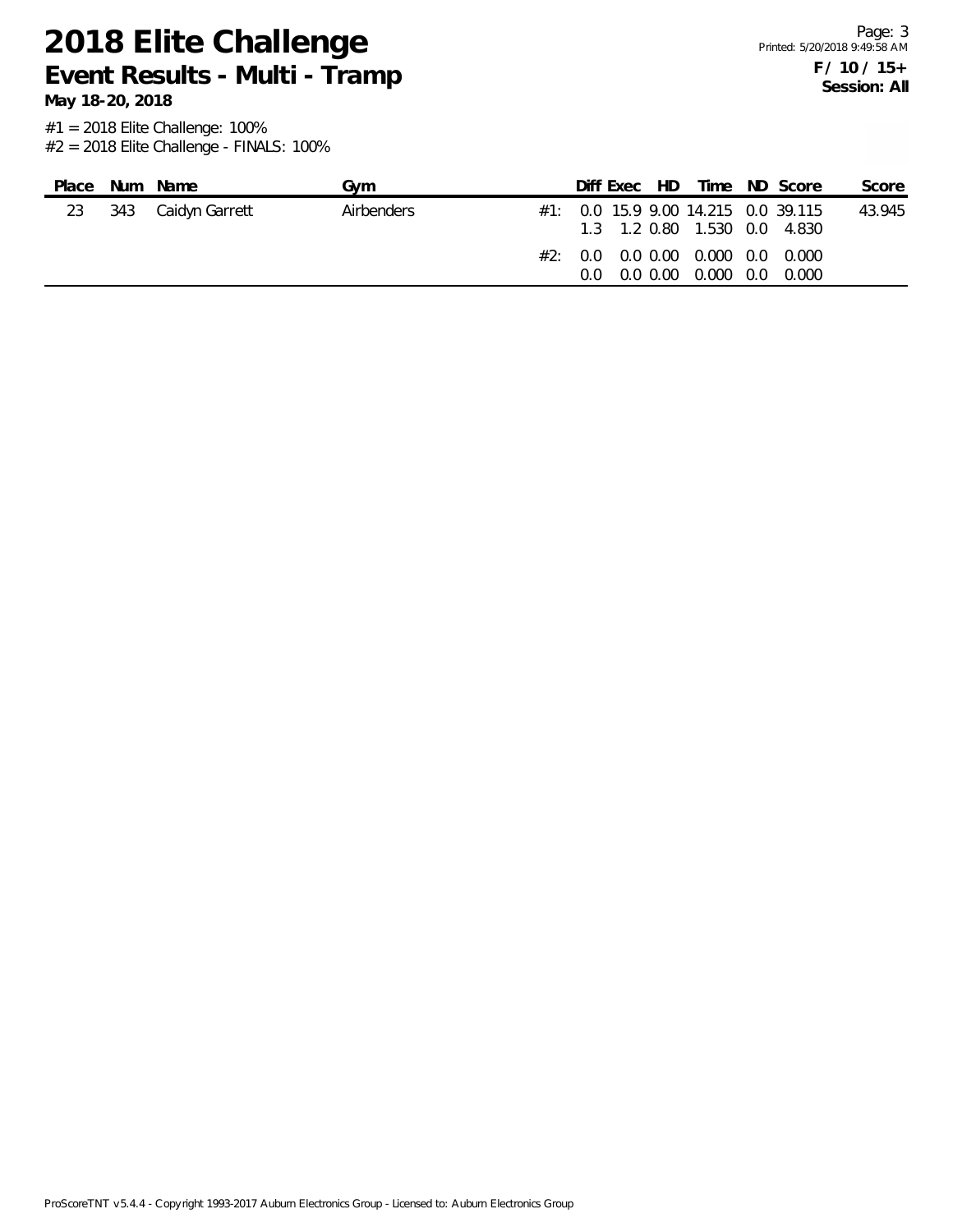# 2018 Elite Challenge

## Event Results - Multi - Tramp

**May 18-20, 2018**

**F / 10 / 15+**
**Session: All**

#1 = 2018 Elite Challenge: 100%
#2 = 2018 Elite Challenge - FINALS: 100%

| Place | Num | Name | Gym | | Diff | Exec | HD | Time | ND | Score | Score |
|---|---|---|---|---|---|---|---|---|---|---|---|
| 23 | 343 | Caidyn Garrett | Airbenders | #1: | 0.0 | 15.9 | 9.00 | 14.215 | 0.0 | 39.115 | 43.945 |
| | | | | | 1.3 | 1.2 | 0.80 | 1.530 | 0.0 | 4.830 | |
| | | | | #2: | 0.0 | 0.0 | 0.00 | 0.000 | 0.0 | 0.000 | |
| | | | | | 0.0 | 0.0 | 0.00 | 0.000 | 0.0 | 0.000 | |

ProScoreTNT v5.4.4 - Copyright 1993-2017 Auburn Electronics Group - Licensed to: Auburn Electronics Group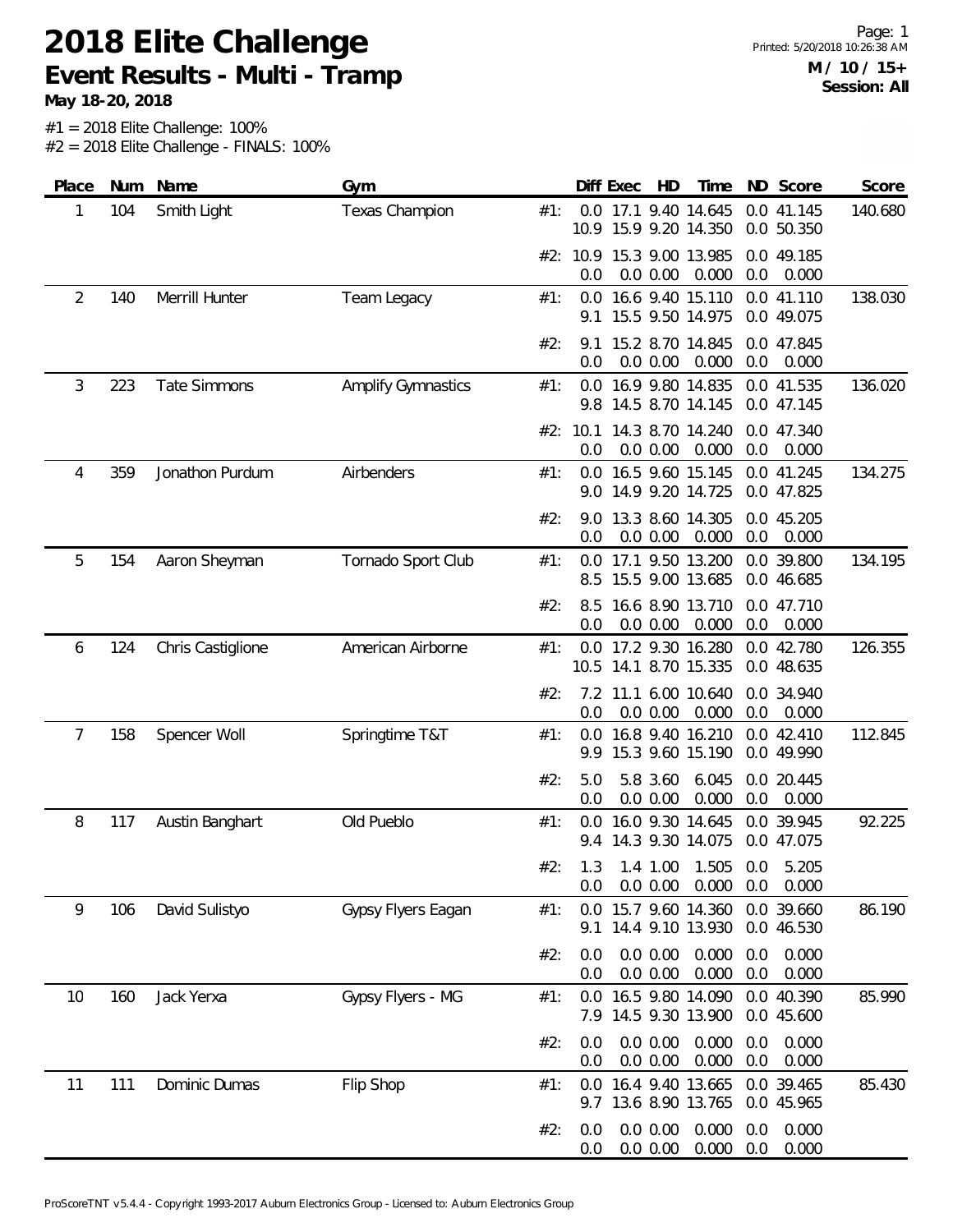# 2018 Elite Challenge

## Event Results - Multi - Tramp

**May 18-20, 2018**

**M / 10 / 15+**
**Session: All**

#1 = 2018 Elite Challenge: 100%
#2 = 2018 Elite Challenge - FINALS: 100%

| Place | Num | Name | Gym | | Diff | Exec | HD | Time | ND | Score | Score |
|---|---|---|---|---|---|---|---|---|---|---|---|
| 1 | 104 | Smith Light | Texas Champion | #1: | 0.0 | 17.1 | 9.40 | 14.645 | 0.0 | 41.145 | 140.680 |
| | | | | | 10.9 | 15.9 | 9.20 | 14.350 | 0.0 | 50.350 | |
| | | | | #2: | 10.9 | 15.3 | 9.00 | 13.985 | 0.0 | 49.185 | |
| | | | | | 0.0 | 0.0 | 0.00 | 0.000 | 0.0 | 0.000 | |
| 2 | 140 | Merrill Hunter | Team Legacy | #1: | 0.0 | 16.6 | 9.40 | 15.110 | 0.0 | 41.110 | 138.030 |
| | | | | | 9.1 | 15.5 | 9.50 | 14.975 | 0.0 | 49.075 | |
| | | | | #2: | 9.1 | 15.2 | 8.70 | 14.845 | 0.0 | 47.845 | |
| | | | | | 0.0 | 0.0 | 0.00 | 0.000 | 0.0 | 0.000 | |
| 3 | 223 | Tate Simmons | Amplify Gymnastics | #1: | 0.0 | 16.9 | 9.80 | 14.835 | 0.0 | 41.535 | 136.020 |
| | | | | | 9.8 | 14.5 | 8.70 | 14.145 | 0.0 | 47.145 | |
| | | | | #2: | 10.1 | 14.3 | 8.70 | 14.240 | 0.0 | 47.340 | |
| | | | | | 0.0 | 0.0 | 0.00 | 0.000 | 0.0 | 0.000 | |
| 4 | 359 | Jonathon Purdum | Airbenders | #1: | 0.0 | 16.5 | 9.60 | 15.145 | 0.0 | 41.245 | 134.275 |
| | | | | | 9.0 | 14.9 | 9.20 | 14.725 | 0.0 | 47.825 | |
| | | | | #2: | 9.0 | 13.3 | 8.60 | 14.305 | 0.0 | 45.205 | |
| | | | | | 0.0 | 0.0 | 0.00 | 0.000 | 0.0 | 0.000 | |
| 5 | 154 | Aaron Sheyman | Tornado Sport Club | #1: | 0.0 | 17.1 | 9.50 | 13.200 | 0.0 | 39.800 | 134.195 |
| | | | | | 8.5 | 15.5 | 9.00 | 13.685 | 0.0 | 46.685 | |
| | | | | #2: | 8.5 | 16.6 | 8.90 | 13.710 | 0.0 | 47.710 | |
| | | | | | 0.0 | 0.0 | 0.00 | 0.000 | 0.0 | 0.000 | |
| 6 | 124 | Chris Castiglione | American Airborne | #1: | 0.0 | 17.2 | 9.30 | 16.280 | 0.0 | 42.780 | 126.355 |
| | | | | | 10.5 | 14.1 | 8.70 | 15.335 | 0.0 | 48.635 | |
| | | | | #2: | 7.2 | 11.1 | 6.00 | 10.640 | 0.0 | 34.940 | |
| | | | | | 0.0 | 0.0 | 0.00 | 0.000 | 0.0 | 0.000 | |
| 7 | 158 | Spencer Woll | Springtime T&T | #1: | 0.0 | 16.8 | 9.40 | 16.210 | 0.0 | 42.410 | 112.845 |
| | | | | | 9.9 | 15.3 | 9.60 | 15.190 | 0.0 | 49.990 | |
| | | | | #2: | 5.0 | 5.8 | 3.60 | 6.045 | 0.0 | 20.445 | |
| | | | | | 0.0 | 0.0 | 0.00 | 0.000 | 0.0 | 0.000 | |
| 8 | 117 | Austin Banghart | Old Pueblo | #1: | 0.0 | 16.0 | 9.30 | 14.645 | 0.0 | 39.945 | 92.225 |
| | | | | | 9.4 | 14.3 | 9.30 | 14.075 | 0.0 | 47.075 | |
| | | | | #2: | 1.3 | 1.4 | 1.00 | 1.505 | 0.0 | 5.205 | |
| | | | | | 0.0 | 0.0 | 0.00 | 0.000 | 0.0 | 0.000 | |
| 9 | 106 | David Sulistyo | Gypsy Flyers Eagan | #1: | 0.0 | 15.7 | 9.60 | 14.360 | 0.0 | 39.660 | 86.190 |
| | | | | | 9.1 | 14.4 | 9.10 | 13.930 | 0.0 | 46.530 | |
| | | | | #2: | 0.0 | 0.0 | 0.00 | 0.000 | 0.0 | 0.000 | |
| | | | | | 0.0 | 0.0 | 0.00 | 0.000 | 0.0 | 0.000 | |
| 10 | 160 | Jack Yerxa | Gypsy Flyers - MG | #1: | 0.0 | 16.5 | 9.80 | 14.090 | 0.0 | 40.390 | 85.990 |
| | | | | | 7.9 | 14.5 | 9.30 | 13.900 | 0.0 | 45.600 | |
| | | | | #2: | 0.0 | 0.0 | 0.00 | 0.000 | 0.0 | 0.000 | |
| | | | | | 0.0 | 0.0 | 0.00 | 0.000 | 0.0 | 0.000 | |
| 11 | 111 | Dominic Dumas | Flip Shop | #1: | 0.0 | 16.4 | 9.40 | 13.665 | 0.0 | 39.465 | 85.430 |
| | | | | | 9.7 | 13.6 | 8.90 | 13.765 | 0.0 | 45.965 | |
| | | | | #2: | 0.0 | 0.0 | 0.00 | 0.000 | 0.0 | 0.000 | |
| | | | | | 0.0 | 0.0 | 0.00 | 0.000 | 0.0 | 0.000 | |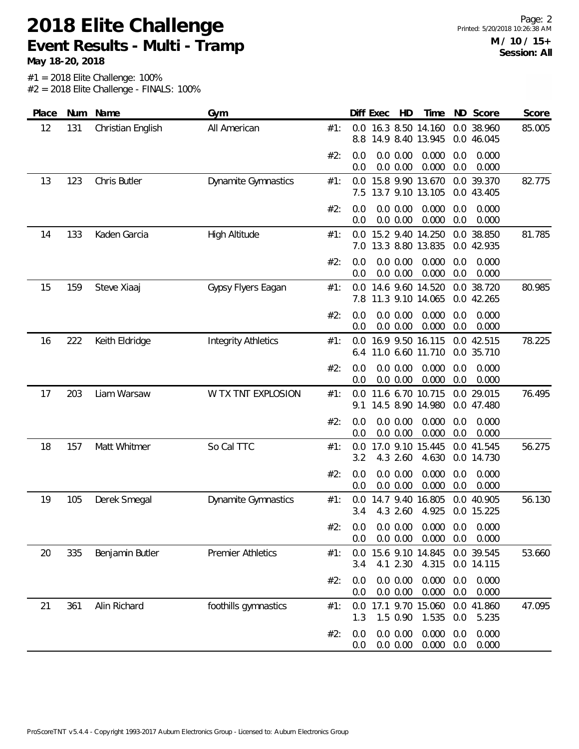# 2018 Elite Challenge

## Event Results - Multi - Tramp

**May 18-20, 2018**

**M / 10 / 15+**
**Session: All**

#1 = 2018 Elite Challenge: 100%
#2 = 2018 Elite Challenge - FINALS: 100%

| Place | Num | Name | Gym | | Diff | Exec | HD | Time | ND | Score | Score |
|---|---|---|---|---|---|---|---|---|---|---|---|
| 12 | 131 | Christian English | All American | #1: | 0.0 | 16.3 | 8.50 | 14.160 | 0.0 | 38.960 | 85.005 |
| | | | | | 8.8 | 14.9 | 8.40 | 13.945 | 0.0 | 46.045 | |
| | | | | #2: | 0.0 | 0.0 | 0.00 | 0.000 | 0.0 | 0.000 | |
| | | | | | 0.0 | 0.0 | 0.00 | 0.000 | 0.0 | 0.000 | |
| 13 | 123 | Chris Butler | Dynamite Gymnastics | #1: | 0.0 | 15.8 | 9.90 | 13.670 | 0.0 | 39.370 | 82.775 |
| | | | | | 7.5 | 13.7 | 9.10 | 13.105 | 0.0 | 43.405 | |
| | | | | #2: | 0.0 | 0.0 | 0.00 | 0.000 | 0.0 | 0.000 | |
| | | | | | 0.0 | 0.0 | 0.00 | 0.000 | 0.0 | 0.000 | |
| 14 | 133 | Kaden Garcia | High Altitude | #1: | 0.0 | 15.2 | 9.40 | 14.250 | 0.0 | 38.850 | 81.785 |
| | | | | | 7.0 | 13.3 | 8.80 | 13.835 | 0.0 | 42.935 | |
| | | | | #2: | 0.0 | 0.0 | 0.00 | 0.000 | 0.0 | 0.000 | |
| | | | | | 0.0 | 0.0 | 0.00 | 0.000 | 0.0 | 0.000 | |
| 15 | 159 | Steve Xiaaj | Gypsy Flyers Eagan | #1: | 0.0 | 14.6 | 9.60 | 14.520 | 0.0 | 38.720 | 80.985 |
| | | | | | 7.8 | 11.3 | 9.10 | 14.065 | 0.0 | 42.265 | |
| | | | | #2: | 0.0 | 0.0 | 0.00 | 0.000 | 0.0 | 0.000 | |
| | | | | | 0.0 | 0.0 | 0.00 | 0.000 | 0.0 | 0.000 | |
| 16 | 222 | Keith Eldridge | Integrity Athletics | #1: | 0.0 | 16.9 | 9.50 | 16.115 | 0.0 | 42.515 | 78.225 |
| | | | | | 6.4 | 11.0 | 6.60 | 11.710 | 0.0 | 35.710 | |
| | | | | #2: | 0.0 | 0.0 | 0.00 | 0.000 | 0.0 | 0.000 | |
| | | | | | 0.0 | 0.0 | 0.00 | 0.000 | 0.0 | 0.000 | |
| 17 | 203 | Liam Warsaw | W TX TNT EXPLOSION | #1: | 0.0 | 11.6 | 6.70 | 10.715 | 0.0 | 29.015 | 76.495 |
| | | | | | 9.1 | 14.5 | 8.90 | 14.980 | 0.0 | 47.480 | |
| | | | | #2: | 0.0 | 0.0 | 0.00 | 0.000 | 0.0 | 0.000 | |
| | | | | | 0.0 | 0.0 | 0.00 | 0.000 | 0.0 | 0.000 | |
| 18 | 157 | Matt Whitmer | So Cal TTC | #1: | 0.0 | 17.0 | 9.10 | 15.445 | 0.0 | 41.545 | 56.275 |
| | | | | | 3.2 | 4.3 | 2.60 | 4.630 | 0.0 | 14.730 | |
| | | | | #2: | 0.0 | 0.0 | 0.00 | 0.000 | 0.0 | 0.000 | |
| | | | | | 0.0 | 0.0 | 0.00 | 0.000 | 0.0 | 0.000 | |
| 19 | 105 | Derek Smegal | Dynamite Gymnastics | #1: | 0.0 | 14.7 | 9.40 | 16.805 | 0.0 | 40.905 | 56.130 |
| | | | | | 3.4 | 4.3 | 2.60 | 4.925 | 0.0 | 15.225 | |
| | | | | #2: | 0.0 | 0.0 | 0.00 | 0.000 | 0.0 | 0.000 | |
| | | | | | 0.0 | 0.0 | 0.00 | 0.000 | 0.0 | 0.000 | |
| 20 | 335 | Benjamin Butler | Premier Athletics | #1: | 0.0 | 15.6 | 9.10 | 14.845 | 0.0 | 39.545 | 53.660 |
| | | | | | 3.4 | 4.1 | 2.30 | 4.315 | 0.0 | 14.115 | |
| | | | | #2: | 0.0 | 0.0 | 0.00 | 0.000 | 0.0 | 0.000 | |
| | | | | | 0.0 | 0.0 | 0.00 | 0.000 | 0.0 | 0.000 | |
| 21 | 361 | Alin Richard | foothills gymnastics | #1: | 0.0 | 17.1 | 9.70 | 15.060 | 0.0 | 41.860 | 47.095 |
| | | | | | 1.3 | 1.5 | 0.90 | 1.535 | 0.0 | 5.235 | |
| | | | | #2: | 0.0 | 0.0 | 0.00 | 0.000 | 0.0 | 0.000 | |
| | | | | | 0.0 | 0.0 | 0.00 | 0.000 | 0.0 | 0.000 | |